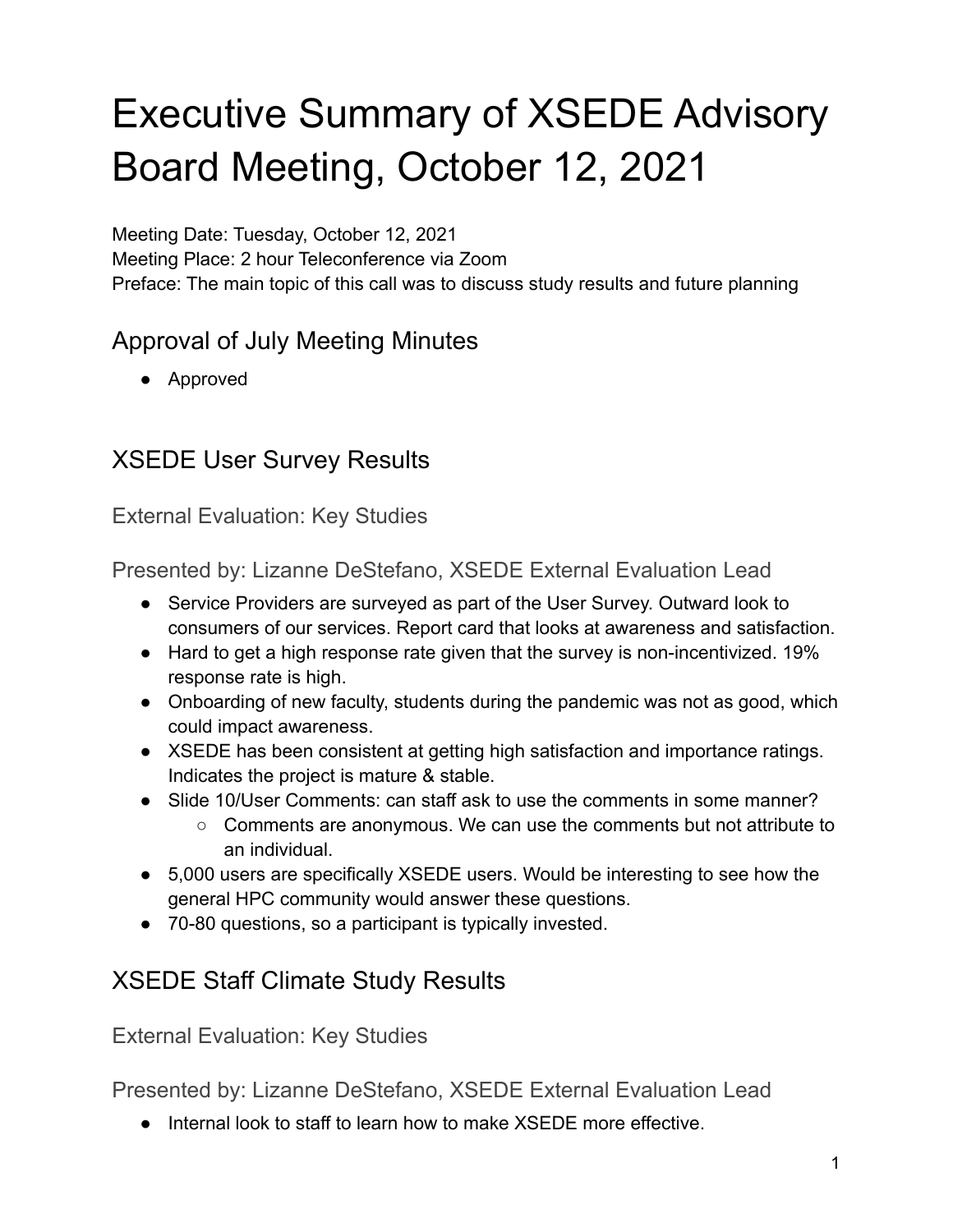# Executive Summary of XSEDE Advisory Board Meeting, October 12, 2021

Meeting Date: Tuesday, October 12, 2021
Meeting Place: 2 hour Teleconference via Zoom
Preface: The main topic of this call was to discuss study results and future planning

## Approval of July Meeting Minutes

- Approved

## XSEDE User Survey Results

### External Evaluation: Key Studies

### Presented by: Lizanne DeStefano, XSEDE External Evaluation Lead

- Service Providers are surveyed as part of the User Survey. Outward look to consumers of our services. Report card that looks at awareness and satisfaction.
- Hard to get a high response rate given that the survey is non-incentivized. 19% response rate is high.
- Onboarding of new faculty, students during the pandemic was not as good, which could impact awareness.
- XSEDE has been consistent at getting high satisfaction and importance ratings. Indicates the project is mature & stable.
- Slide 10/User Comments: can staff ask to use the comments in some manner?
  - Comments are anonymous. We can use the comments but not attribute to an individual.
- 5,000 users are specifically XSEDE users. Would be interesting to see how the general HPC community would answer these questions.
- 70-80 questions, so a participant is typically invested.

## XSEDE Staff Climate Study Results

### External Evaluation: Key Studies

### Presented by: Lizanne DeStefano, XSEDE External Evaluation Lead

- Internal look to staff to learn how to make XSEDE more effective.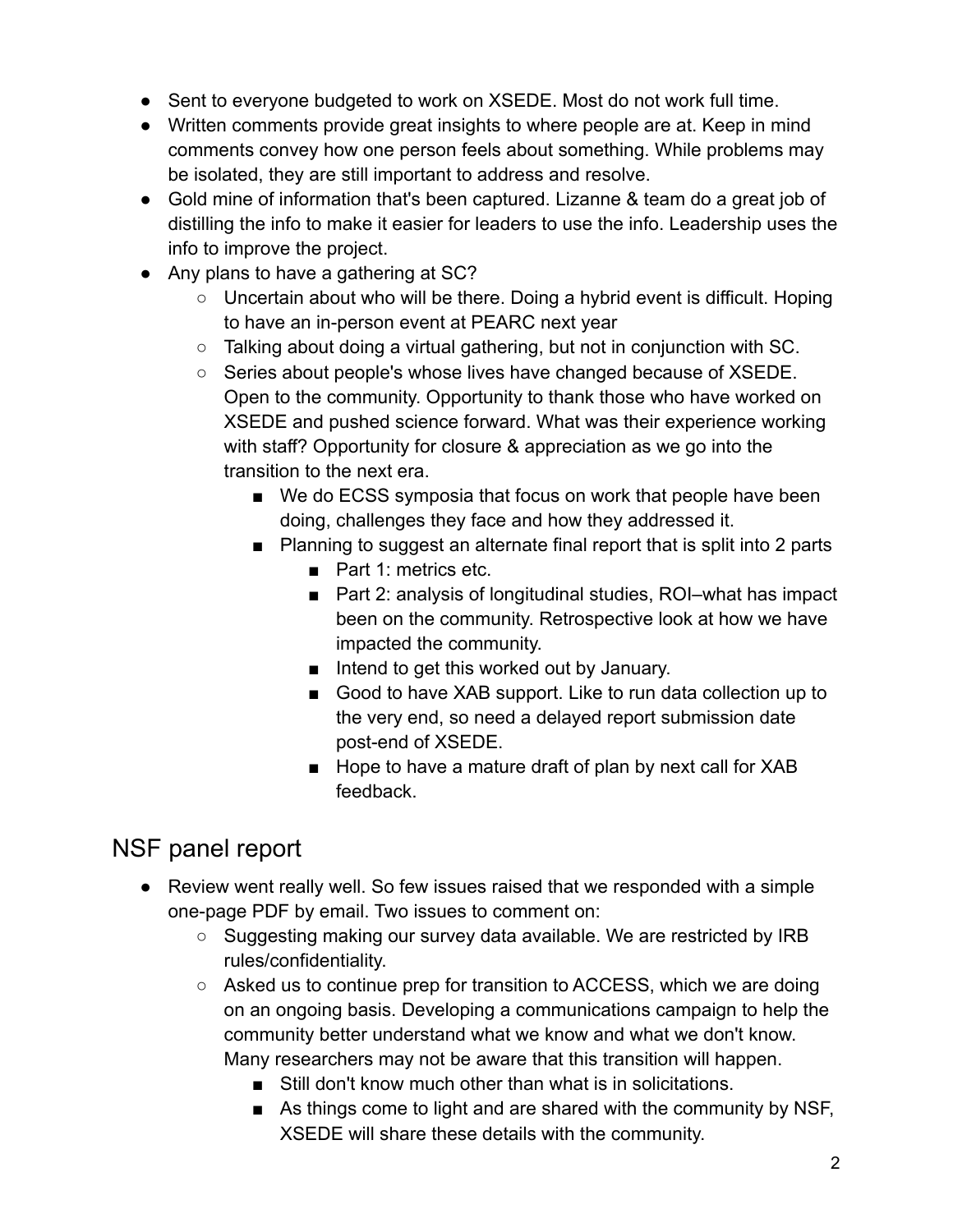- Sent to everyone budgeted to work on XSEDE. Most do not work full time.
- Written comments provide great insights to where people are at. Keep in mind comments convey how one person feels about something. While problems may be isolated, they are still important to address and resolve.
- Gold mine of information that's been captured. Lizanne & team do a great job of distilling the info to make it easier for leaders to use the info. Leadership uses the info to improve the project.
- Any plans to have a gathering at SC?
    - Uncertain about who will be there. Doing a hybrid event is difficult. Hoping to have an in-person event at PEARC next year
    - Talking about doing a virtual gathering, but not in conjunction with SC.
    - Series about people's whose lives have changed because of XSEDE. Open to the community. Opportunity to thank those who have worked on XSEDE and pushed science forward. What was their experience working with staff? Opportunity for closure & appreciation as we go into the transition to the next era.
        - We do ECSS symposia that focus on work that people have been doing, challenges they face and how they addressed it.
        - Planning to suggest an alternate final report that is split into 2 parts
            - Part 1: metrics etc.
            - Part 2: analysis of longitudinal studies, ROI–what has impact been on the community. Retrospective look at how we have impacted the community.
            - Intend to get this worked out by January.
            - Good to have XAB support. Like to run data collection up to the very end, so need a delayed report submission date post-end of XSEDE.
            - Hope to have a mature draft of plan by next call for XAB feedback.

## NSF panel report

- Review went really well. So few issues raised that we responded with a simple one-page PDF by email. Two issues to comment on:
    - Suggesting making our survey data available. We are restricted by IRB rules/confidentiality.
    - Asked us to continue prep for transition to ACCESS, which we are doing on an ongoing basis. Developing a communications campaign to help the community better understand what we know and what we don't know. Many researchers may not be aware that this transition will happen.
        - Still don't know much other than what is in solicitations.
        - As things come to light and are shared with the community by NSF, XSEDE will share these details with the community.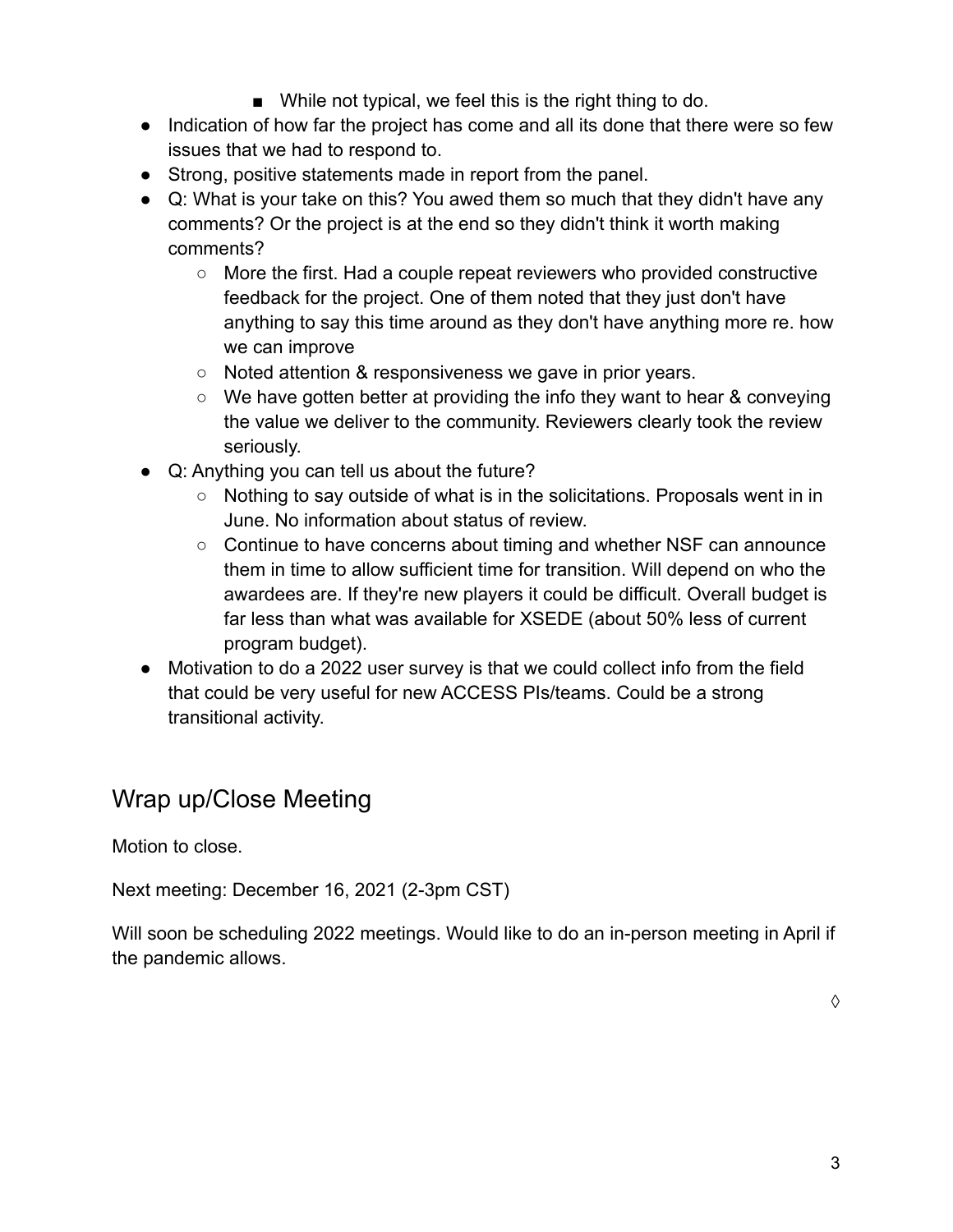- While not typical, we feel this is the right thing to do.
- Indication of how far the project has come and all its done that there were so few issues that we had to respond to.
- Strong, positive statements made in report from the panel.
- Q: What is your take on this? You awed them so much that they didn't have any comments? Or the project is at the end so they didn't think it worth making comments?
    - More the first. Had a couple repeat reviewers who provided constructive feedback for the project. One of them noted that they just don't have anything to say this time around as they don't have anything more re. how we can improve
    - Noted attention & responsiveness we gave in prior years.
    - We have gotten better at providing the info they want to hear & conveying the value we deliver to the community. Reviewers clearly took the review seriously.
- Q: Anything you can tell us about the future?
    - Nothing to say outside of what is in the solicitations. Proposals went in in June. No information about status of review.
    - Continue to have concerns about timing and whether NSF can announce them in time to allow sufficient time for transition. Will depend on who the awardees are. If they're new players it could be difficult. Overall budget is far less than what was available for XSEDE (about 50% less of current program budget).
- Motivation to do a 2022 user survey is that we could collect info from the field that could be very useful for new ACCESS PIs/teams. Could be a strong transitional activity.

## Wrap up/Close Meeting

Motion to close.

Next meeting: December 16, 2021 (2-3pm CST)

Will soon be scheduling 2022 meetings. Would like to do an in-person meeting in April if the pandemic allows.

◊